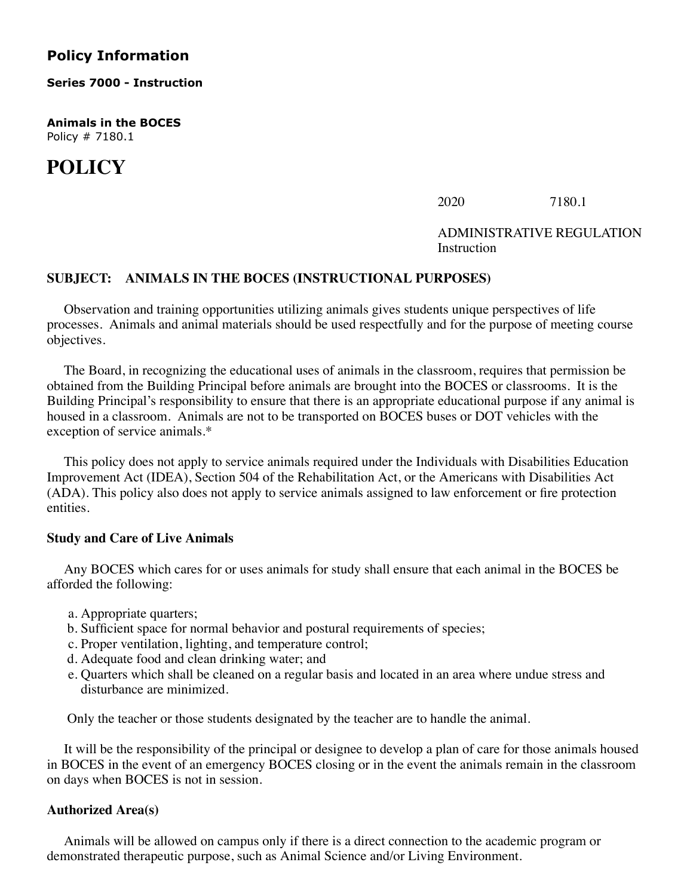## Policy Information

**Series 7000 - Instruction**

**Animals in the BOCES**
Policy # 7180.1

# POLICY

2020 7180.1

ADMINISTRATIVE REGULATION
Instruction

**SUBJECT: ANIMALS IN THE BOCES (INSTRUCTIONAL PURPOSES)**

Observation and training opportunities utilizing animals gives students unique perspectives of life processes. Animals and animal materials should be used respectfully and for the purpose of meeting course objectives.

The Board, in recognizing the educational uses of animals in the classroom, requires that permission be obtained from the Building Principal before animals are brought into the BOCES or classrooms. It is the Building Principal's responsibility to ensure that there is an appropriate educational purpose if any animal is housed in a classroom. Animals are not to be transported on BOCES buses or DOT vehicles with the exception of service animals.*

This policy does not apply to service animals required under the Individuals with Disabilities Education Improvement Act (IDEA), Section 504 of the Rehabilitation Act, or the Americans with Disabilities Act (ADA). This policy also does not apply to service animals assigned to law enforcement or fire protection entities.

**Study and Care of Live Animals**

Any BOCES which cares for or uses animals for study shall ensure that each animal in the BOCES be afforded the following:

a. Appropriate quarters;
b. Sufficient space for normal behavior and postural requirements of species;
c. Proper ventilation, lighting, and temperature control;
d. Adequate food and clean drinking water; and
e. Quarters which shall be cleaned on a regular basis and located in an area where undue stress and disturbance are minimized.

Only the teacher or those students designated by the teacher are to handle the animal.

It will be the responsibility of the principal or designee to develop a plan of care for those animals housed in BOCES in the event of an emergency BOCES closing or in the event the animals remain in the classroom on days when BOCES is not in session.

**Authorized Area(s)**

Animals will be allowed on campus only if there is a direct connection to the academic program or demonstrated therapeutic purpose, such as Animal Science and/or Living Environment.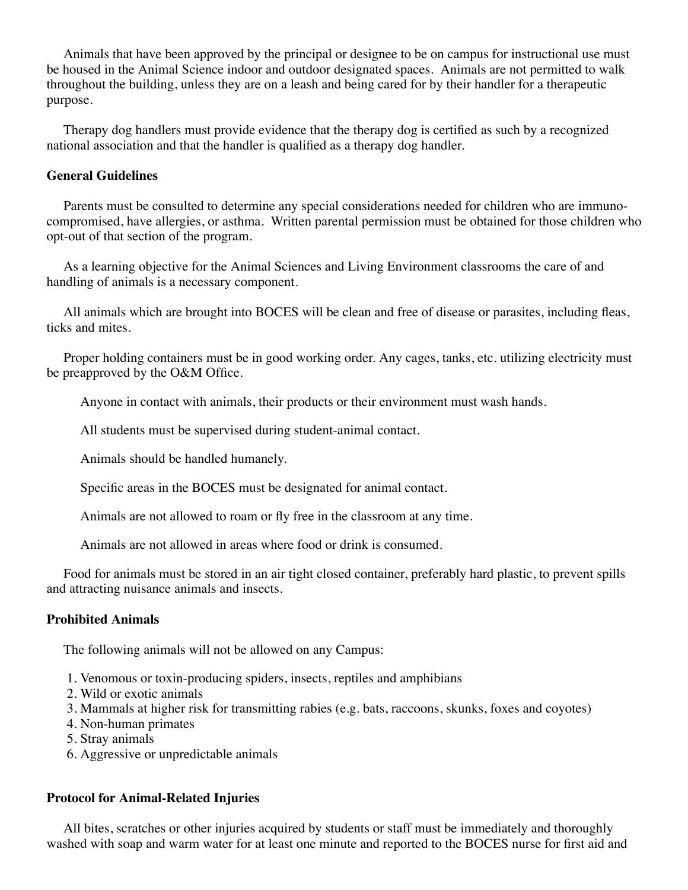Animals that have been approved by the principal or designee to be on campus for instructional use must be housed in the Animal Science indoor and outdoor designated spaces. Animals are not permitted to walk throughout the building, unless they are on a leash and being cared for by their handler for a therapeutic purpose.

Therapy dog handlers must provide evidence that the therapy dog is certified as such by a recognized national association and that the handler is qualified as a therapy dog handler.

**General Guidelines**

Parents must be consulted to determine any special considerations needed for children who are immuno-compromised, have allergies, or asthma. Written parental permission must be obtained for those children who opt-out of that section of the program.

As a learning objective for the Animal Sciences and Living Environment classrooms the care of and handling of animals is a necessary component.

All animals which are brought into BOCES will be clean and free of disease or parasites, including fleas, ticks and mites.

Proper holding containers must be in good working order. Any cages, tanks, etc. utilizing electricity must be preapproved by the O&M Office.

Anyone in contact with animals, their products or their environment must wash hands.

All students must be supervised during student-animal contact.

Animals should be handled humanely.

Specific areas in the BOCES must be designated for animal contact.

Animals are not allowed to roam or fly free in the classroom at any time.

Animals are not allowed in areas where food or drink is consumed.

Food for animals must be stored in an air tight closed container, preferably hard plastic, to prevent spills and attracting nuisance animals and insects.

**Prohibited Animals**

The following animals will not be allowed on any Campus:

1. Venomous or toxin-producing spiders, insects, reptiles and amphibians
2. Wild or exotic animals
3. Mammals at higher risk for transmitting rabies (e.g. bats, raccoons, skunks, foxes and coyotes)
4. Non-human primates
5. Stray animals
6. Aggressive or unpredictable animals

**Protocol for Animal-Related Injuries**

All bites, scratches or other injuries acquired by students or staff must be immediately and thoroughly washed with soap and warm water for at least one minute and reported to the BOCES nurse for first aid and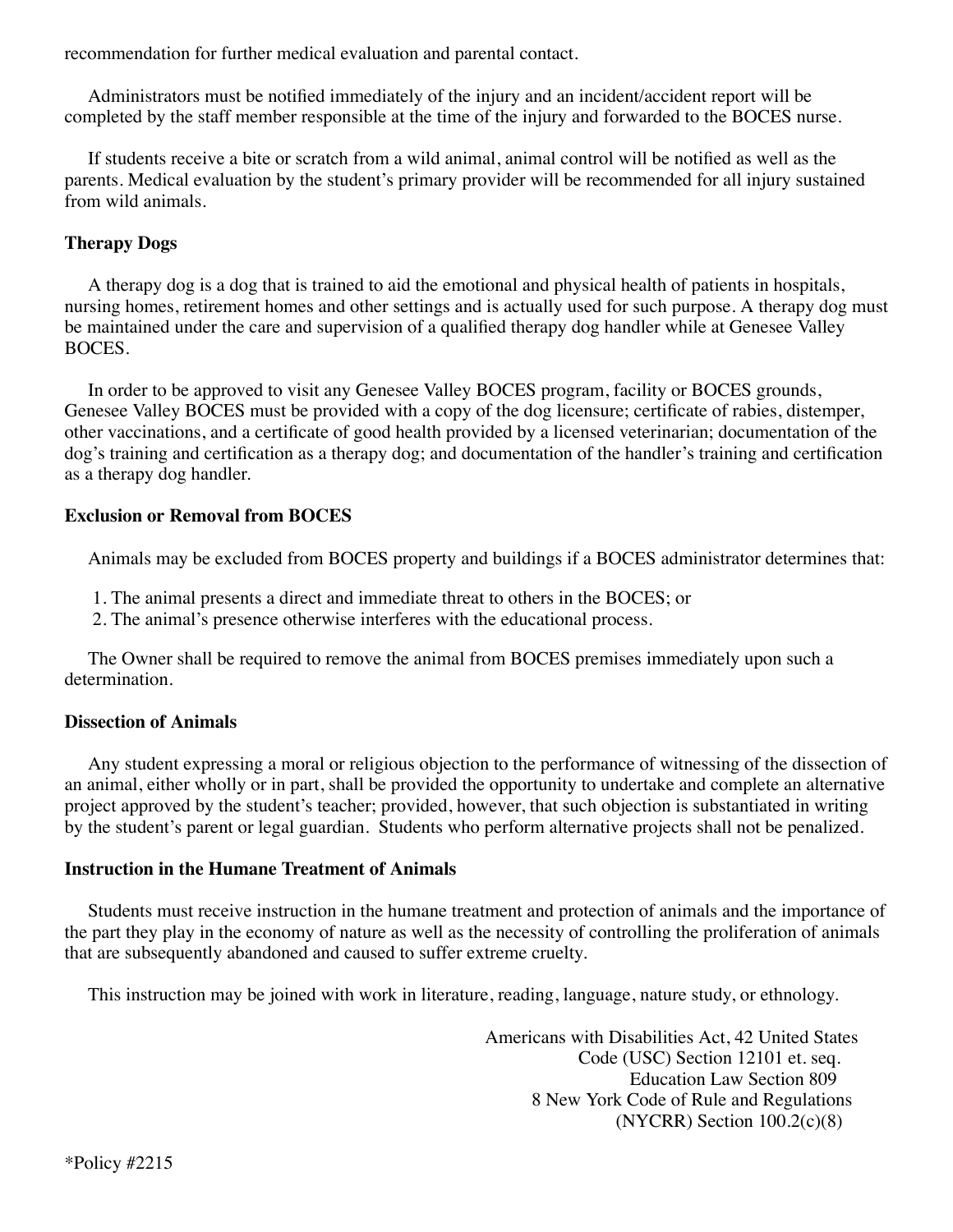recommendation for further medical evaluation and parental contact.

Administrators must be notified immediately of the injury and an incident/accident report will be completed by the staff member responsible at the time of the injury and forwarded to the BOCES nurse.

If students receive a bite or scratch from a wild animal, animal control will be notified as well as the parents. Medical evaluation by the student's primary provider will be recommended for all injury sustained from wild animals.

**Therapy Dogs**

A therapy dog is a dog that is trained to aid the emotional and physical health of patients in hospitals, nursing homes, retirement homes and other settings and is actually used for such purpose. A therapy dog must be maintained under the care and supervision of a qualified therapy dog handler while at Genesee Valley BOCES.

In order to be approved to visit any Genesee Valley BOCES program, facility or BOCES grounds, Genesee Valley BOCES must be provided with a copy of the dog licensure; certificate of rabies, distemper, other vaccinations, and a certificate of good health provided by a licensed veterinarian; documentation of the dog's training and certification as a therapy dog; and documentation of the handler's training and certification as a therapy dog handler.

**Exclusion or Removal from BOCES**

Animals may be excluded from BOCES property and buildings if a BOCES administrator determines that:

1. The animal presents a direct and immediate threat to others in the BOCES; or
2. The animal's presence otherwise interferes with the educational process.

The Owner shall be required to remove the animal from BOCES premises immediately upon such a determination.

**Dissection of Animals**

Any student expressing a moral or religious objection to the performance of witnessing of the dissection of an animal, either wholly or in part, shall be provided the opportunity to undertake and complete an alternative project approved by the student's teacher; provided, however, that such objection is substantiated in writing by the student's parent or legal guardian. Students who perform alternative projects shall not be penalized.

**Instruction in the Humane Treatment of Animals**

Students must receive instruction in the humane treatment and protection of animals and the importance of the part they play in the economy of nature as well as the necessity of controlling the proliferation of animals that are subsequently abandoned and caused to suffer extreme cruelty.

This instruction may be joined with work in literature, reading, language, nature study, or ethnology.

Americans with Disabilities Act, 42 United States Code (USC) Section 12101 et. seq.
Education Law Section 809
8 New York Code of Rule and Regulations (NYCRR) Section 100.2(c)(8)

*Policy #2215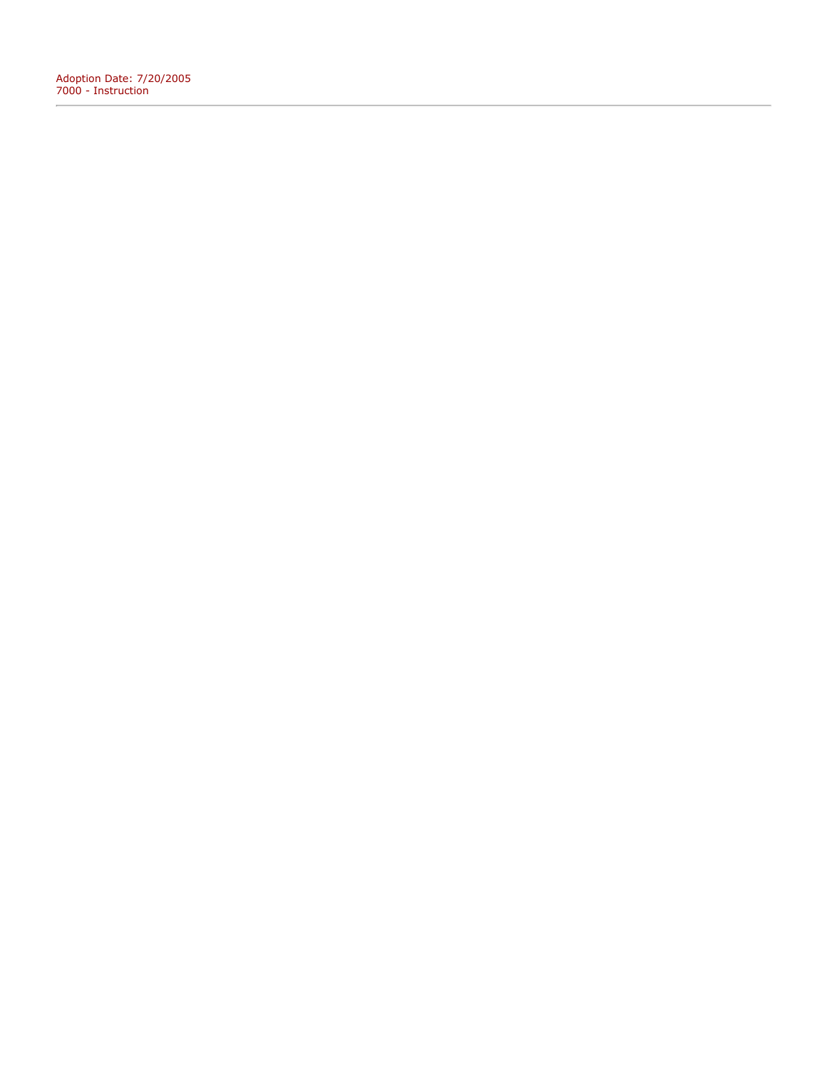Adoption Date: 7/20/2005
7000 - Instruction

---